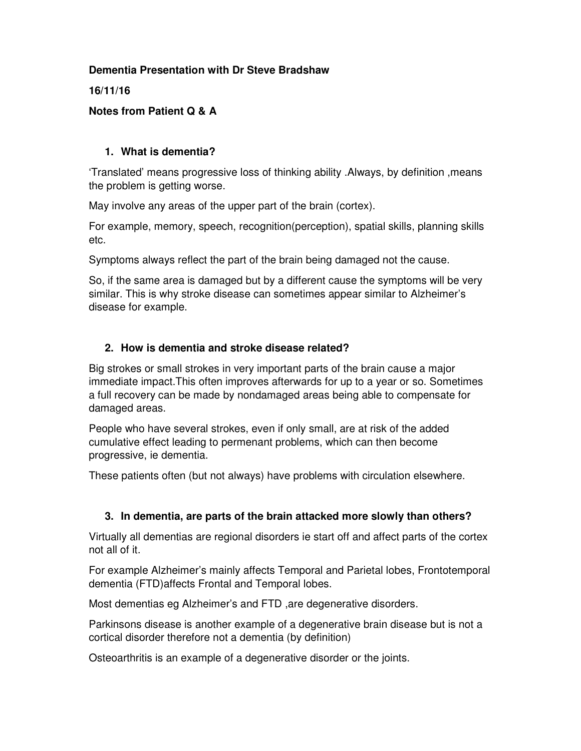**Dementia Presentation with Dr Steve Bradshaw**

**16/11/16**

**Notes from Patient Q & A**

1. **What is dementia?**

'Translated' means progressive loss of thinking ability .Always, by definition ,means the problem is getting worse.

May involve any areas of the upper part of the brain (cortex).

For example, memory, speech, recognition(perception), spatial skills, planning skills etc.

Symptoms always reflect the part of the brain being damaged not the cause.

So, if the same area is damaged but by a different cause the symptoms will be very similar. This is why stroke disease can sometimes appear similar to Alzheimer's disease for example.

2. **How is dementia and stroke disease related?**

Big strokes or small strokes in very important parts of the brain cause a major immediate impact.This often improves afterwards for up to a year or so. Sometimes a full recovery can be made by nondamaged areas being able to compensate for damaged areas.

People who have several strokes, even if only small, are at risk of the added cumulative effect leading to permenant problems, which can then become progressive, ie dementia.

These patients often (but not always) have problems with circulation elsewhere.

3. **In dementia, are parts of the brain attacked more slowly than others?**

Virtually all dementias are regional disorders ie start off and affect parts of the cortex not all of it.

For example Alzheimer's mainly affects Temporal and Parietal lobes, Frontotemporal dementia (FTD)affects Frontal and Temporal lobes.

Most dementias eg Alzheimer's and FTD ,are degenerative disorders.

Parkinsons disease is another example of a degenerative brain disease but is not a cortical disorder therefore not a dementia (by definition)

Osteoarthritis is an example of a degenerative disorder or the joints.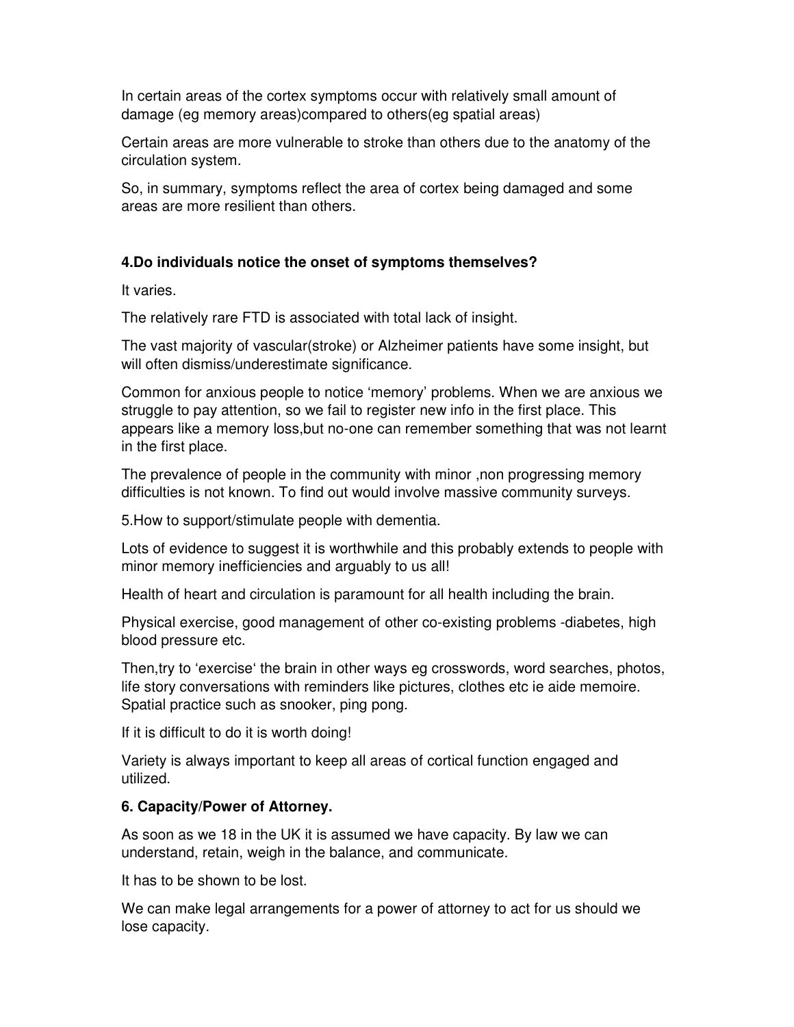In certain areas of the cortex symptoms occur with relatively small amount of damage (eg memory areas)compared to others(eg spatial areas)

Certain areas are more vulnerable to stroke than others due to the anatomy of the circulation system.

So, in summary, symptoms reflect the area of cortex being damaged and some areas are more resilient than others.

**4.Do individuals notice the onset of symptoms themselves?**

It varies.

The relatively rare FTD is associated with total lack of insight.

The vast majority of vascular(stroke) or Alzheimer patients have some insight, but will often dismiss/underestimate significance.

Common for anxious people to notice 'memory' problems. When we are anxious we struggle to pay attention, so we fail to register new info in the first place. This appears like a memory loss,but no-one can remember something that was not learnt in the first place.

The prevalence of people in the community with minor ,non progressing memory difficulties is not known. To find out would involve massive community surveys.

5.How to support/stimulate people with dementia.

Lots of evidence to suggest it is worthwhile and this probably extends to people with minor memory inefficiencies and arguably to us all!

Health of heart and circulation is paramount for all health including the brain.

Physical exercise, good management of other co-existing problems -diabetes, high blood pressure etc.

Then,try to 'exercise' the brain in other ways eg crosswords, word searches, photos, life story conversations with reminders like pictures, clothes etc ie aide memoire. Spatial practice such as snooker, ping pong.

If it is difficult to do it is worth doing!

Variety is always important to keep all areas of cortical function engaged and utilized.

**6. Capacity/Power of Attorney.**

As soon as we 18 in the UK it is assumed we have capacity. By law we can understand, retain, weigh in the balance, and communicate.

It has to be shown to be lost.

We can make legal arrangements for a power of attorney to act for us should we lose capacity.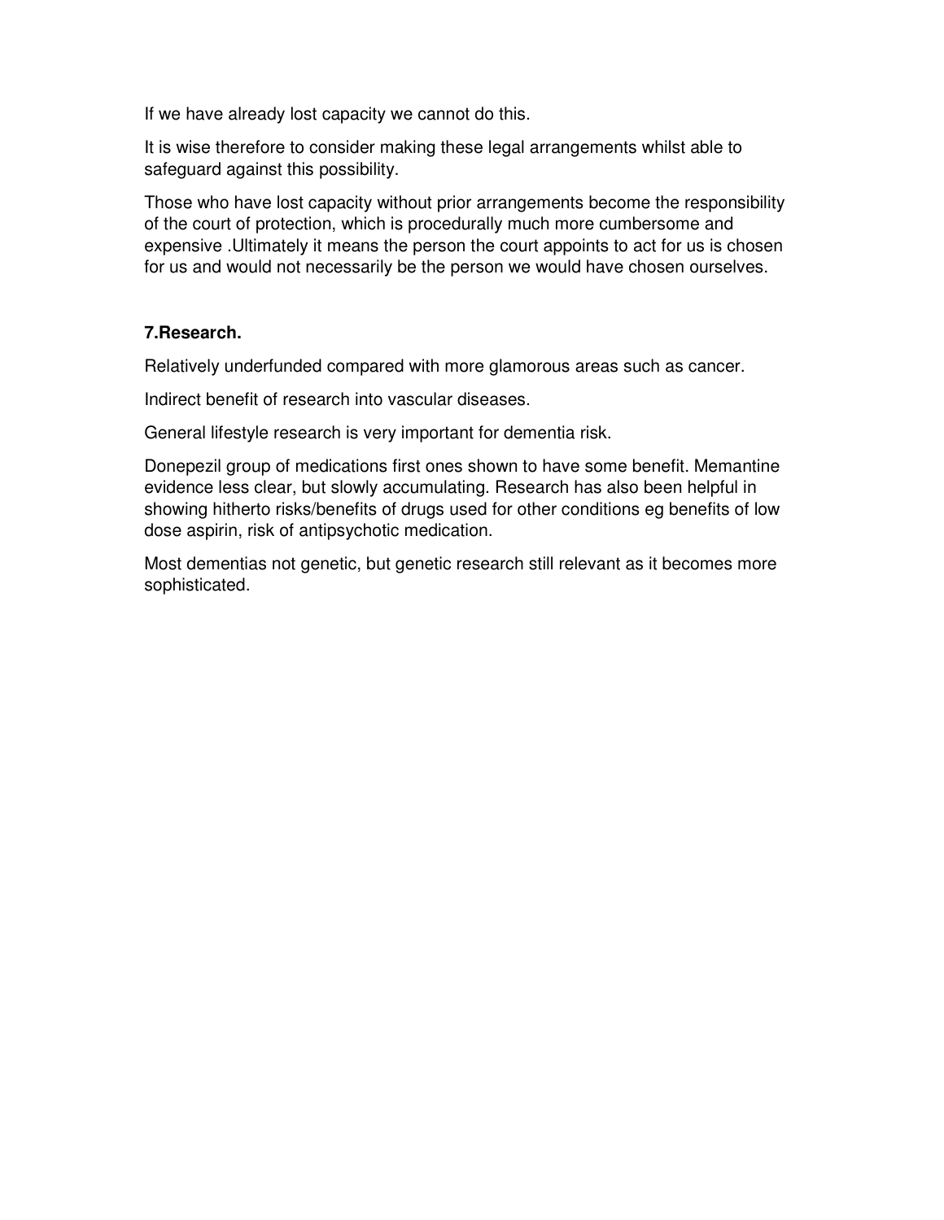If we have already lost capacity we cannot do this.

It is wise therefore to consider making these legal arrangements whilst able to safeguard against this possibility.

Those who have lost capacity without prior arrangements become the responsibility of the court of protection, which is procedurally much more cumbersome and expensive .Ultimately it means the person the court appoints to act for us is chosen for us and would not necessarily be the person we would have chosen ourselves.

**7.Research.**

Relatively underfunded compared with more glamorous areas such as cancer.

Indirect benefit of research into vascular diseases.

General lifestyle research is very important for dementia risk.

Donepezil group of medications first ones shown to have some benefit. Memantine evidence less clear, but slowly accumulating. Research has also been helpful in showing hitherto risks/benefits of drugs used for other conditions eg benefits of low dose aspirin, risk of antipsychotic medication.

Most dementias not genetic, but genetic research still relevant as it becomes more sophisticated.